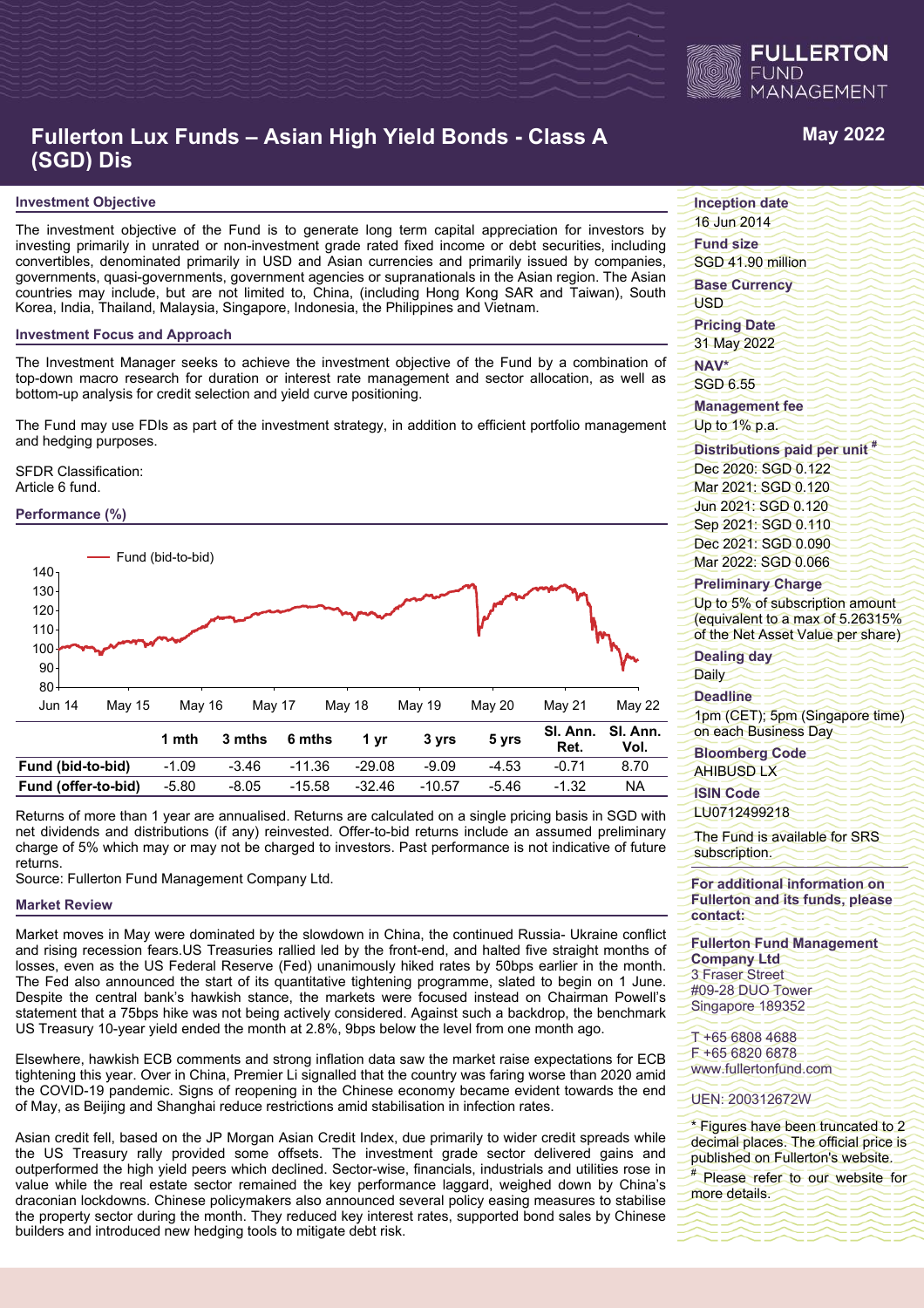# Fullerton Lux Funds – Asian High Yield Bonds - Class A (SGD) Dis

**May 2022**

## Investment Objective

The investment objective of the Fund is to generate long term capital appreciation for investors by investing primarily in unrated or non-investment grade rated fixed income or debt securities, including convertibles, denominated primarily in USD and Asian currencies and primarily issued by companies, governments, quasi-governments, government agencies or supranationals in the Asian region. The Asian countries may include, but are not limited to, China, (including Hong Kong SAR and Taiwan), South Korea, India, Thailand, Malaysia, Singapore, Indonesia, the Philippines and Vietnam.

## Investment Focus and Approach

The Investment Manager seeks to achieve the investment objective of the Fund by a combination of top-down macro research for duration or interest rate management and sector allocation, as well as bottom-up analysis for credit selection and yield curve positioning.

The Fund may use FDIs as part of the investment strategy, in addition to efficient portfolio management and hedging purposes.

SFDR Classification:
Article 6 fund.

## Performance (%)

Fund (bid-to-bid)

|  | 1 mth | 3 mths | 6 mths | 1 yr | 3 yrs | 5 yrs | SI. Ann. Ret. | SI. Ann. Vol. |
|---|---|---|---|---|---|---|---|---|
| Fund (bid-to-bid) | -1.09 | -3.46 | -11.36 | -29.08 | -9.09 | -4.53 | -0.71 | 8.70 |
| Fund (offer-to-bid) | -5.80 | -8.05 | -15.58 | -32.46 | -10.57 | -5.46 | -1.32 | NA |

Returns of more than 1 year are annualised. Returns are calculated on a single pricing basis in SGD with net dividends and distributions (if any) reinvested. Offer-to-bid returns include an assumed preliminary charge of 5% which may or may not be charged to investors. Past performance is not indicative of future returns.
Source: Fullerton Fund Management Company Ltd.

## Market Review

Market moves in May were dominated by the slowdown in China, the continued Russia- Ukraine conflict and rising recession fears.US Treasuries rallied led by the front-end, and halted five straight months of losses, even as the US Federal Reserve (Fed) unanimously hiked rates by 50bps earlier in the month. The Fed also announced the start of its quantitative tightening programme, slated to begin on 1 June. Despite the central bank's hawkish stance, the markets were focused instead on Chairman Powell's statement that a 75bps hike was not being actively considered. Against such a backdrop, the benchmark US Treasury 10-year yield ended the month at 2.8%, 9bps below the level from one month ago.

Elsewhere, hawkish ECB comments and strong inflation data saw the market raise expectations for ECB tightening this year. Over in China, Premier Li signalled that the country was faring worse than 2020 amid the COVID-19 pandemic. Signs of reopening in the Chinese economy became evident towards the end of May, as Beijing and Shanghai reduce restrictions amid stabilisation in infection rates.

Asian credit fell, based on the JP Morgan Asian Credit Index, due primarily to wider credit spreads while the US Treasury rally provided some offsets. The investment grade sector delivered gains and outperformed the high yield peers which declined. Sector-wise, financials, industrials and utilities rose in value while the real estate sector remained the key performance laggard, weighed down by China's draconian lockdowns. Chinese policymakers also announced several policy easing measures to stabilise the property sector during the month. They reduced key interest rates, supported bond sales by Chinese builders and introduced new hedging tools to mitigate debt risk.

**Inception date**
16 Jun 2014

**Fund size**
SGD 41.90 million

**Base Currency**
USD

**Pricing Date**
31 May 2022

**NAV***
SGD 6.55

**Management fee**
Up to 1% p.a.

**Distributions paid per unit #**
Dec 2020: SGD 0.122
Mar 2021: SGD 0.120
Jun 2021: SGD 0.120
Sep 2021: SGD 0.110
Dec 2021: SGD 0.090
Mar 2022: SGD 0.066

**Preliminary Charge**
Up to 5% of subscription amount (equivalent to a max of 5.26315% of the Net Asset Value per share)

**Dealing day**
Daily

**Deadline**
1pm (CET); 5pm (Singapore time) on each Business Day

**Bloomberg Code**
AHIBUSD LX

**ISIN Code**
LU0712499218

The Fund is available for SRS subscription.

**For additional information on Fullerton and its funds, please contact:**

**Fullerton Fund Management Company Ltd**
3 Fraser Street
#09-28 DUO Tower
Singapore 189352

T +65 6808 4688
F +65 6820 6878
www.fullertonfund.com

UEN: 200312672W

* Figures have been truncated to 2 decimal places. The official price is published on Fullerton's website.

# Please refer to our website for more details.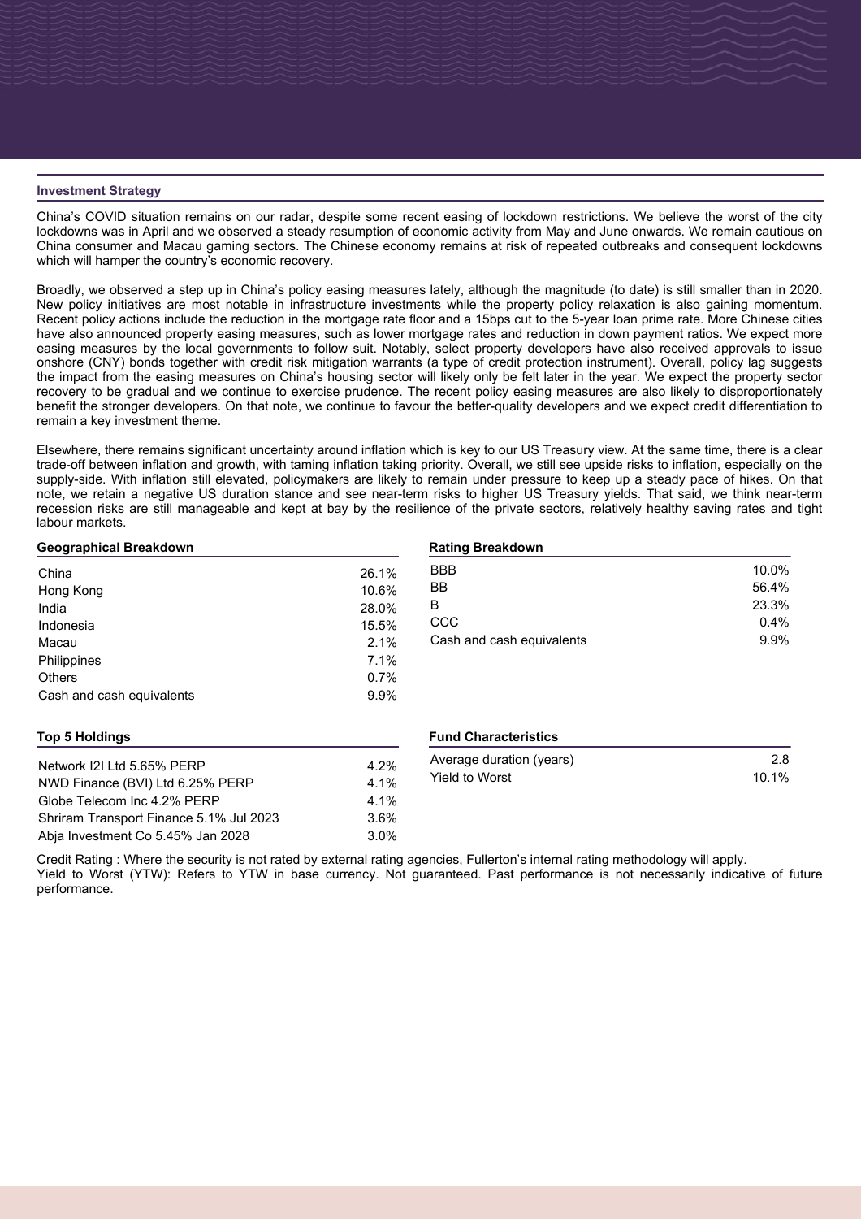## Investment Strategy

China's COVID situation remains on our radar, despite some recent easing of lockdown restrictions. We believe the worst of the city lockdowns was in April and we observed a steady resumption of economic activity from May and June onwards. We remain cautious on China consumer and Macau gaming sectors. The Chinese economy remains at risk of repeated outbreaks and consequent lockdowns which will hamper the country's economic recovery.

Broadly, we observed a step up in China's policy easing measures lately, although the magnitude (to date) is still smaller than in 2020. New policy initiatives are most notable in infrastructure investments while the property policy relaxation is also gaining momentum. Recent policy actions include the reduction in the mortgage rate floor and a 15bps cut to the 5-year loan prime rate. More Chinese cities have also announced property easing measures, such as lower mortgage rates and reduction in down payment ratios. We expect more easing measures by the local governments to follow suit. Notably, select property developers have also received approvals to issue onshore (CNY) bonds together with credit risk mitigation warrants (a type of credit protection instrument). Overall, policy lag suggests the impact from the easing measures on China's housing sector will likely only be felt later in the year. We expect the property sector recovery to be gradual and we continue to exercise prudence. The recent policy easing measures are also likely to disproportionately benefit the stronger developers. On that note, we continue to favour the better-quality developers and we expect credit differentiation to remain a key investment theme.

Elsewhere, there remains significant uncertainty around inflation which is key to our US Treasury view. At the same time, there is a clear trade-off between inflation and growth, with taming inflation taking priority. Overall, we still see upside risks to inflation, especially on the supply-side. With inflation still elevated, policymakers are likely to remain under pressure to keep up a steady pace of hikes. On that note, we retain a negative US duration stance and see near-term risks to higher US Treasury yields. That said, we think near-term recession risks are still manageable and kept at bay by the resilience of the private sectors, relatively healthy saving rates and tight labour markets.

### Geographical Breakdown

| | |
|---|---|
| China | 26.1% |
| Hong Kong | 10.6% |
| India | 28.0% |
| Indonesia | 15.5% |
| Macau | 2.1% |
| Philippines | 7.1% |
| Others | 0.7% |
| Cash and cash equivalents | 9.9% |

### Rating Breakdown

| | |
|---|---|
| BBB | 10.0% |
| BB | 56.4% |
| B | 23.3% |
| CCC | 0.4% |
| Cash and cash equivalents | 9.9% |

### Top 5 Holdings

| | |
|---|---|
| Network I2I Ltd 5.65% PERP | 4.2% |
| NWD Finance (BVI) Ltd 6.25% PERP | 4.1% |
| Globe Telecom Inc 4.2% PERP | 4.1% |
| Shriram Transport Finance 5.1% Jul 2023 | 3.6% |
| Abja Investment Co 5.45% Jan 2028 | 3.0% |

### Fund Characteristics

| | |
|---|---|
| Average duration (years) | 2.8 |
| Yield to Worst | 10.1% |

Credit Rating : Where the security is not rated by external rating agencies, Fullerton's internal rating methodology will apply.
Yield to Worst (YTW): Refers to YTW in base currency. Not guaranteed. Past performance is not necessarily indicative of future performance.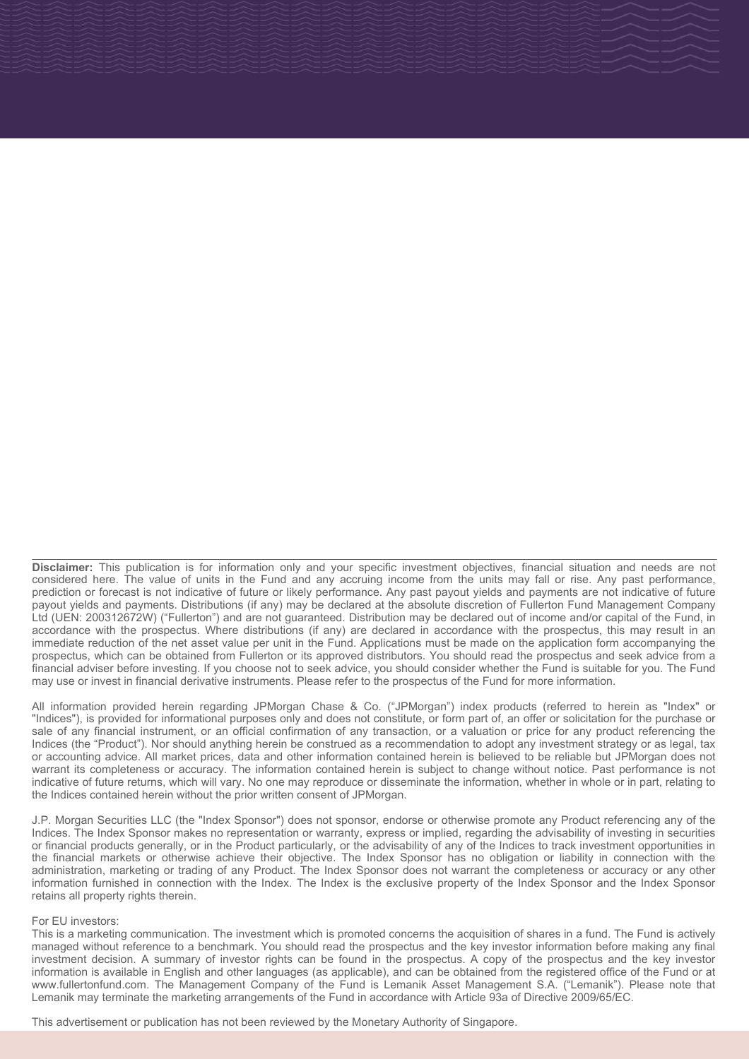**Disclaimer:** This publication is for information only and your specific investment objectives, financial situation and needs are not considered here. The value of units in the Fund and any accruing income from the units may fall or rise. Any past performance, prediction or forecast is not indicative of future or likely performance. Any past payout yields and payments are not indicative of future payout yields and payments. Distributions (if any) may be declared at the absolute discretion of Fullerton Fund Management Company Ltd (UEN: 200312672W) ("Fullerton") and are not guaranteed. Distribution may be declared out of income and/or capital of the Fund, in accordance with the prospectus. Where distributions (if any) are declared in accordance with the prospectus, this may result in an immediate reduction of the net asset value per unit in the Fund. Applications must be made on the application form accompanying the prospectus, which can be obtained from Fullerton or its approved distributors. You should read the prospectus and seek advice from a financial adviser before investing. If you choose not to seek advice, you should consider whether the Fund is suitable for you. The Fund may use or invest in financial derivative instruments. Please refer to the prospectus of the Fund for more information.

All information provided herein regarding JPMorgan Chase & Co. ("JPMorgan") index products (referred to herein as "Index" or "Indices"), is provided for informational purposes only and does not constitute, or form part of, an offer or solicitation for the purchase or sale of any financial instrument, or an official confirmation of any transaction, or a valuation or price for any product referencing the Indices (the "Product"). Nor should anything herein be construed as a recommendation to adopt any investment strategy or as legal, tax or accounting advice. All market prices, data and other information contained herein is believed to be reliable but JPMorgan does not warrant its completeness or accuracy. The information contained herein is subject to change without notice. Past performance is not indicative of future returns, which will vary. No one may reproduce or disseminate the information, whether in whole or in part, relating to the Indices contained herein without the prior written consent of JPMorgan.

J.P. Morgan Securities LLC (the "Index Sponsor") does not sponsor, endorse or otherwise promote any Product referencing any of the Indices. The Index Sponsor makes no representation or warranty, express or implied, regarding the advisability of investing in securities or financial products generally, or in the Product particularly, or the advisability of any of the Indices to track investment opportunities in the financial markets or otherwise achieve their objective. The Index Sponsor has no obligation or liability in connection with the administration, marketing or trading of any Product. The Index Sponsor does not warrant the completeness or accuracy or any other information furnished in connection with the Index. The Index is the exclusive property of the Index Sponsor and the Index Sponsor retains all property rights therein.

For EU investors:
This is a marketing communication. The investment which is promoted concerns the acquisition of shares in a fund. The Fund is actively managed without reference to a benchmark. You should read the prospectus and the key investor information before making any final investment decision. A summary of investor rights can be found in the prospectus. A copy of the prospectus and the key investor information is available in English and other languages (as applicable), and can be obtained from the registered office of the Fund or at www.fullertonfund.com. The Management Company of the Fund is Lemanik Asset Management S.A. ("Lemanik"). Please note that Lemanik may terminate the marketing arrangements of the Fund in accordance with Article 93a of Directive 2009/65/EC.

This advertisement or publication has not been reviewed by the Monetary Authority of Singapore.